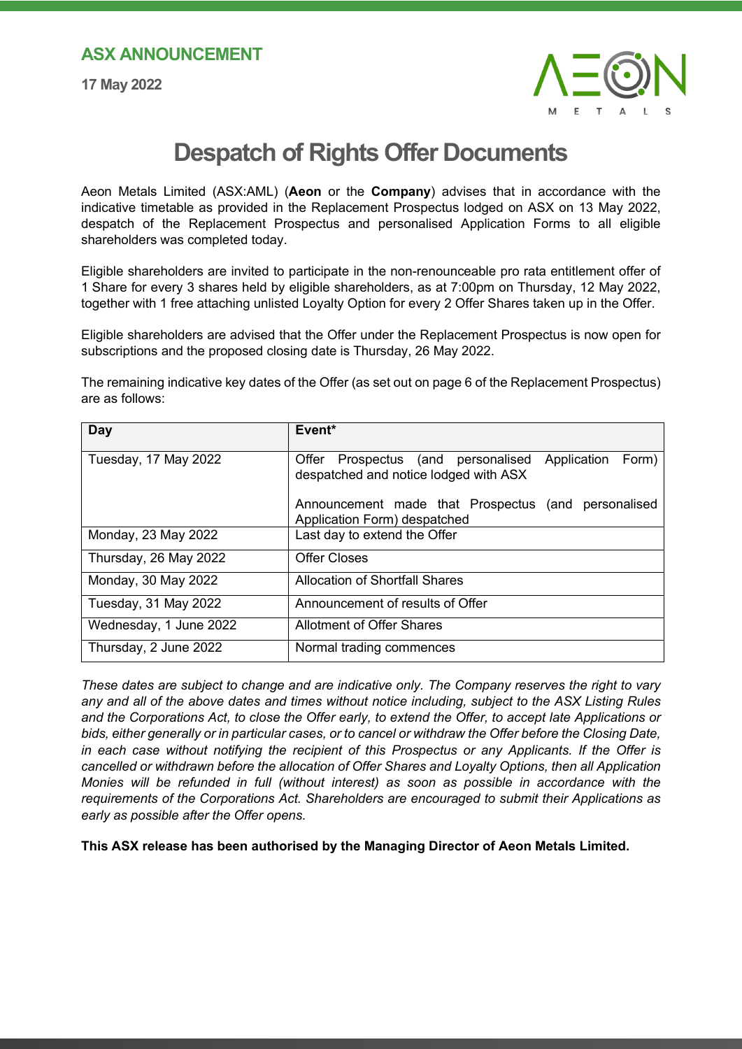**ASX ANNOUNCEMENT**

**17 May 2022**

# Despatch of Rights Offer Documents

Aeon Metals Limited (ASX:AML) (**Aeon** or the **Company**) advises that in accordance with the indicative timetable as provided in the Replacement Prospectus lodged on ASX on 13 May 2022, despatch of the Replacement Prospectus and personalised Application Forms to all eligible shareholders was completed today.

Eligible shareholders are invited to participate in the non-renounceable pro rata entitlement offer of 1 Share for every 3 shares held by eligible shareholders, as at 7:00pm on Thursday, 12 May 2022, together with 1 free attaching unlisted Loyalty Option for every 2 Offer Shares taken up in the Offer.

Eligible shareholders are advised that the Offer under the Replacement Prospectus is now open for subscriptions and the proposed closing date is Thursday, 26 May 2022.

The remaining indicative key dates of the Offer (as set out on page 6 of the Replacement Prospectus) are as follows:

| Day | Event* |
|---|---|
| Tuesday, 17 May 2022 | Offer Prospectus (and personalised Application Form) despatched and notice lodged with ASX<br><br>Announcement made that Prospectus (and personalised Application Form) despatched |
| Monday, 23 May 2022 | Last day to extend the Offer |
| Thursday, 26 May 2022 | Offer Closes |
| Monday, 30 May 2022 | Allocation of Shortfall Shares |
| Tuesday, 31 May 2022 | Announcement of results of Offer |
| Wednesday, 1 June 2022 | Allotment of Offer Shares |
| Thursday, 2 June 2022 | Normal trading commences |

*These dates are subject to change and are indicative only. The Company reserves the right to vary any and all of the above dates and times without notice including, subject to the ASX Listing Rules and the Corporations Act, to close the Offer early, to extend the Offer, to accept late Applications or bids, either generally or in particular cases, or to cancel or withdraw the Offer before the Closing Date, in each case without notifying the recipient of this Prospectus or any Applicants. If the Offer is cancelled or withdrawn before the allocation of Offer Shares and Loyalty Options, then all Application Monies will be refunded in full (without interest) as soon as possible in accordance with the requirements of the Corporations Act. Shareholders are encouraged to submit their Applications as early as possible after the Offer opens.*

**This ASX release has been authorised by the Managing Director of Aeon Metals Limited.**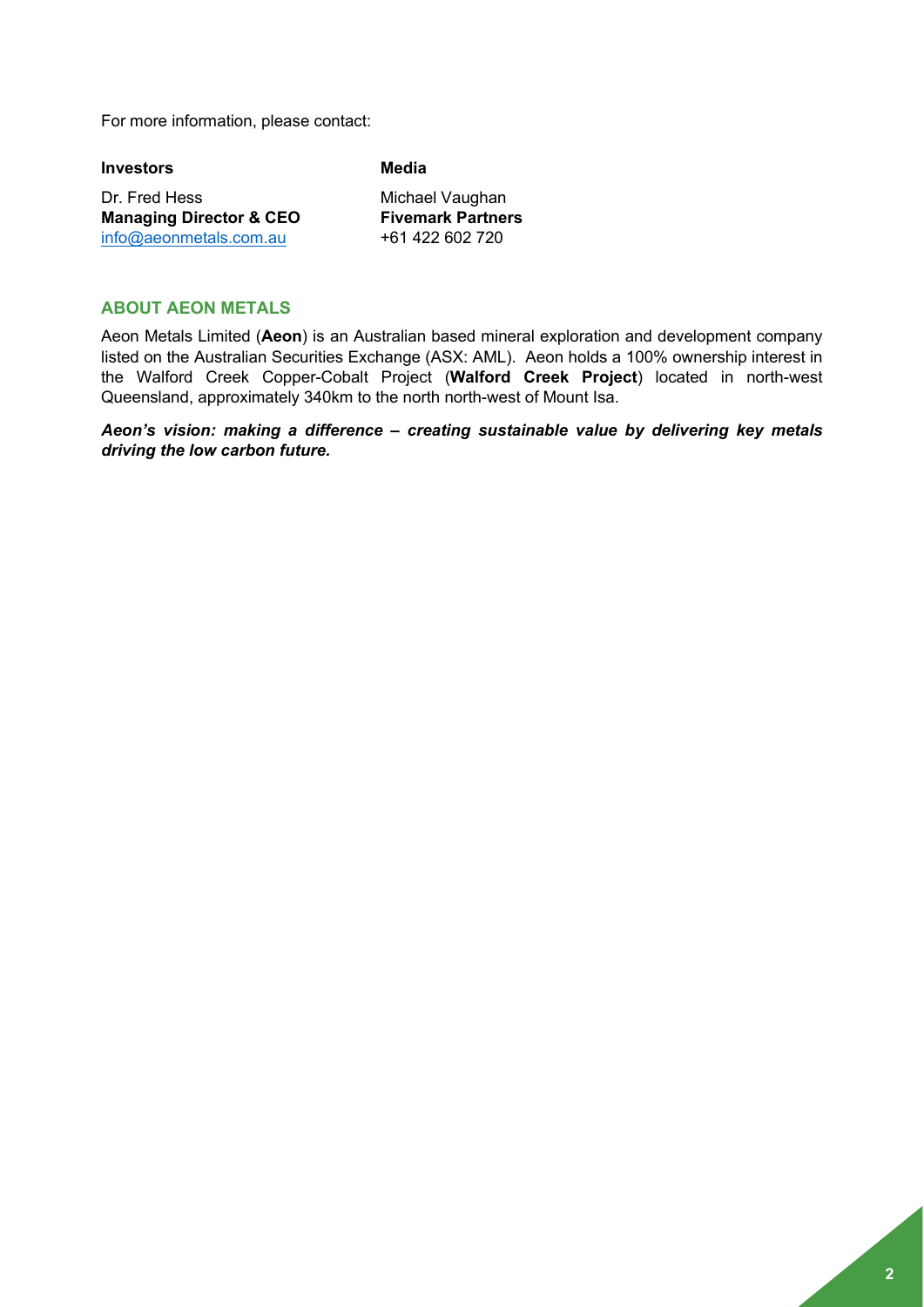For more information, please contact:

| **Investors** | **Media** |
| --- | --- |
| Dr. Fred Hess | Michael Vaughan |
| **Managing Director & CEO** | **Fivemark Partners** |
| info@aeonmetals.com.au | +61 422 602 720 |

## ABOUT AEON METALS

Aeon Metals Limited (**Aeon**) is an Australian based mineral exploration and development company listed on the Australian Securities Exchange (ASX: AML). Aeon holds a 100% ownership interest in the Walford Creek Copper-Cobalt Project (**Walford Creek Project**) located in north-west Queensland, approximately 340km to the north north-west of Mount Isa.

***Aeon's vision: making a difference – creating sustainable value by delivering key metals driving the low carbon future.***